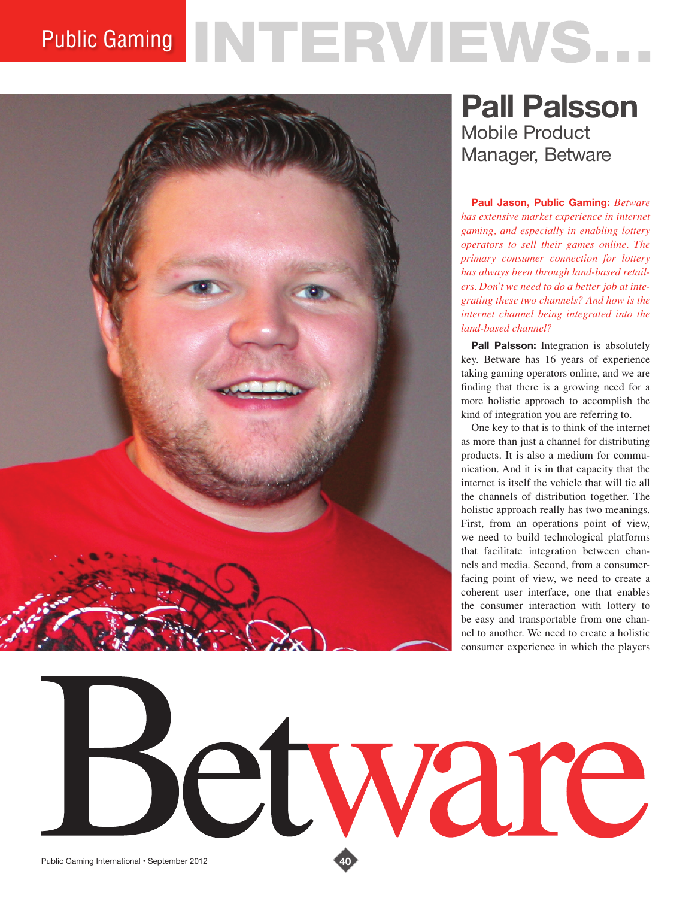# Public Gaming INTERVIEWS...

## Pall Palsson

Mobile Product Manager, Betware

**Paul Jason, Public Gaming:** *Betware has extensive market experience in internet gaming, and especially in enabling lottery operators to sell their games online. The primary consumer connection for lottery has always been through land-based retailers. Don't we need to do a better job at integrating these two channels? And how is the internet channel being integrated into the land-based channel?*

**Pall Palsson:** Integration is absolutely key. Betware has 16 years of experience taking gaming operators online, and we are finding that there is a growing need for a more holistic approach to accomplish the kind of integration you are referring to.

One key to that is to think of the internet as more than just a channel for distributing products. It is also a medium for communication. And it is in that capacity that the internet is itself the vehicle that will tie all the channels of distribution together. The holistic approach really has two meanings. First, from an operations point of view, we need to build technological platforms that facilitate integration between channels and media. Second, from a consumer-facing point of view, we need to create a coherent user interface, one that enables the consumer interaction with lottery to be easy and transportable from one channel to another. We need to create a holistic consumer experience in which the players

Betware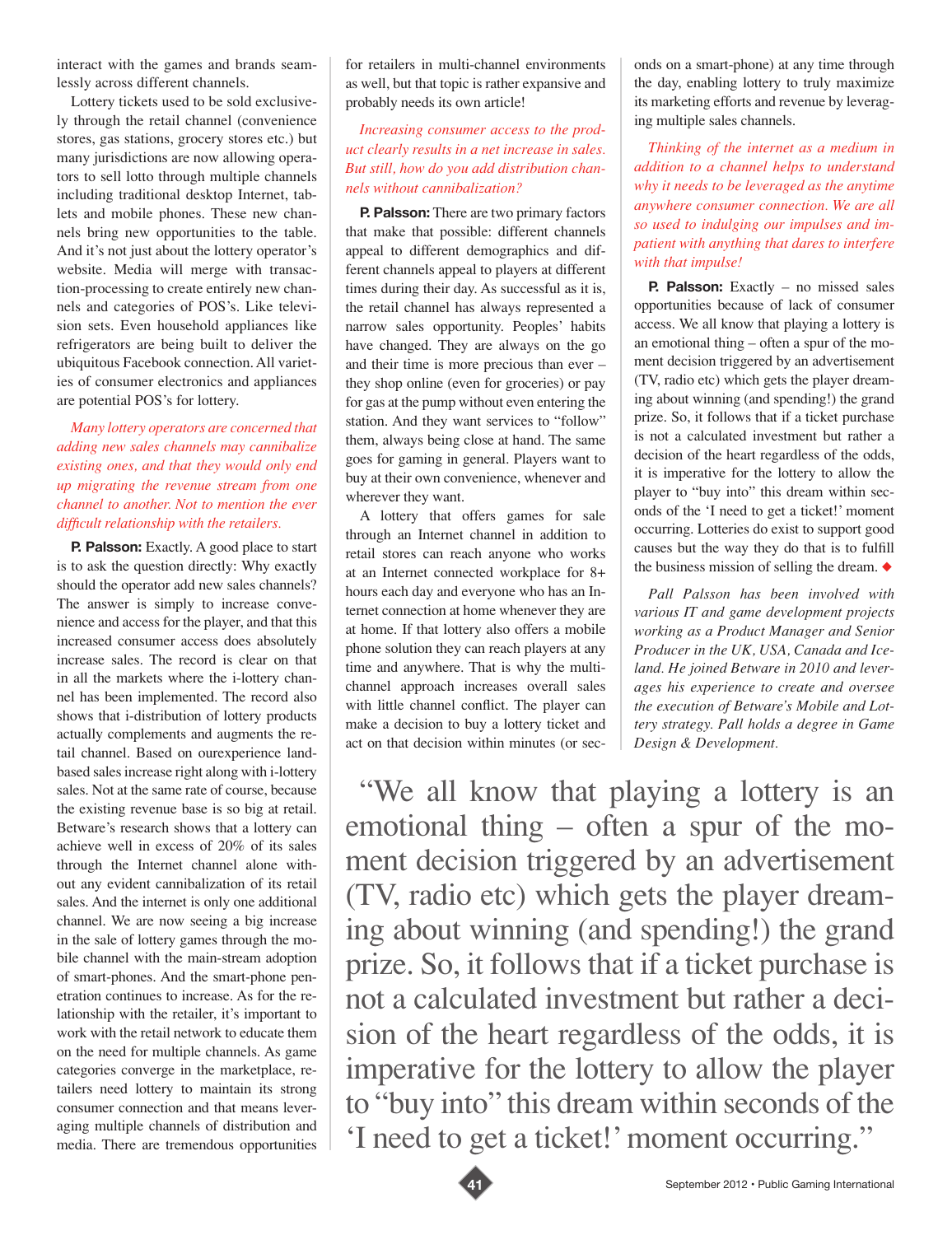interact with the games and brands seamlessly across different channels.

Lottery tickets used to be sold exclusively through the retail channel (convenience stores, gas stations, grocery stores etc.) but many jurisdictions are now allowing operators to sell lotto through multiple channels including traditional desktop Internet, tablets and mobile phones. These new channels bring new opportunities to the table. And it's not just about the lottery operator's website. Media will merge with transaction-processing to create entirely new channels and categories of POS's. Like television sets. Even household appliances like refrigerators are being built to deliver the ubiquitous Facebook connection. All varieties of consumer electronics and appliances are potential POS's for lottery.

*Many lottery operators are concerned that adding new sales channels may cannibalize existing ones, and that they would only end up migrating the revenue stream from one channel to another. Not to mention the ever difficult relationship with the retailers.*

**P. Palsson:** Exactly. A good place to start is to ask the question directly: Why exactly should the operator add new sales channels? The answer is simply to increase convenience and access for the player, and that this increased consumer access does absolutely increase sales. The record is clear on that in all the markets where the i-lottery channel has been implemented. The record also shows that i-distribution of lottery products actually complements and augments the retail channel. Based on ourexperience land-based sales increase right along with i-lottery sales. Not at the same rate of course, because the existing revenue base is so big at retail. Betware's research shows that a lottery can achieve well in excess of 20% of its sales through the Internet channel alone without any evident cannibalization of its retail sales. And the internet is only one additional channel. We are now seeing a big increase in the sale of lottery games through the mobile channel with the main-stream adoption of smart-phones. And the smart-phone penetration continues to increase. As for the relationship with the retailer, it's important to work with the retail network to educate them on the need for multiple channels. As game categories converge in the marketplace, retailers need lottery to maintain its strong consumer connection and that means leveraging multiple channels of distribution and media. There are tremendous opportunities for retailers in multi-channel environments as well, but that topic is rather expansive and probably needs its own article!

*Increasing consumer access to the product clearly results in a net increase in sales. But still, how do you add distribution channels without cannibalization?*

**P. Palsson:** There are two primary factors that make that possible: different channels appeal to different demographics and different channels appeal to players at different times during their day. As successful as it is, the retail channel has always represented a narrow sales opportunity. Peoples' habits have changed. They are always on the go and their time is more precious than ever – they shop online (even for groceries) or pay for gas at the pump without even entering the station. And they want services to "follow" them, always being close at hand. The same goes for gaming in general. Players want to buy at their own convenience, whenever and wherever they want.

A lottery that offers games for sale through an Internet channel in addition to retail stores can reach anyone who works at an Internet connected workplace for 8+ hours each day and everyone who has an Internet connection at home whenever they are at home. If that lottery also offers a mobile phone solution they can reach players at any time and anywhere. That is why the multi-channel approach increases overall sales with little channel conflict. The player can make a decision to buy a lottery ticket and act on that decision within minutes (or seconds on a smart-phone) at any time through the day, enabling lottery to truly maximize its marketing efforts and revenue by leveraging multiple sales channels.

*Thinking of the internet as a medium in addition to a channel helps to understand why it needs to be leveraged as the anytime anywhere consumer connection. We are all so used to indulging our impulses and impatient with anything that dares to interfere with that impulse!*

**P. Palsson:** Exactly – no missed sales opportunities because of lack of consumer access. We all know that playing a lottery is an emotional thing – often a spur of the moment decision triggered by an advertisement (TV, radio etc) which gets the player dreaming about winning (and spending!) the grand prize. So, it follows that if a ticket purchase is not a calculated investment but rather a decision of the heart regardless of the odds, it is imperative for the lottery to allow the player to "buy into" this dream within seconds of the 'I need to get a ticket!' moment occurring. Lotteries do exist to support good causes but the way they do that is to fulfill the business mission of selling the dream. ◆

*Pall Palsson has been involved with various IT and game development projects working as a Product Manager and Senior Producer in the UK, USA, Canada and Iceland. He joined Betware in 2010 and leverages his experience to create and oversee the execution of Betware's Mobile and Lottery strategy. Pall holds a degree in Game Design & Development.*

> "We all know that playing a lottery is an emotional thing – often a spur of the moment decision triggered by an advertisement (TV, radio etc) which gets the player dreaming about winning (and spending!) the grand prize. So, it follows that if a ticket purchase is not a calculated investment but rather a decision of the heart regardless of the odds, it is imperative for the lottery to allow the player to "buy into" this dream within seconds of the 'I need to get a ticket!' moment occurring."